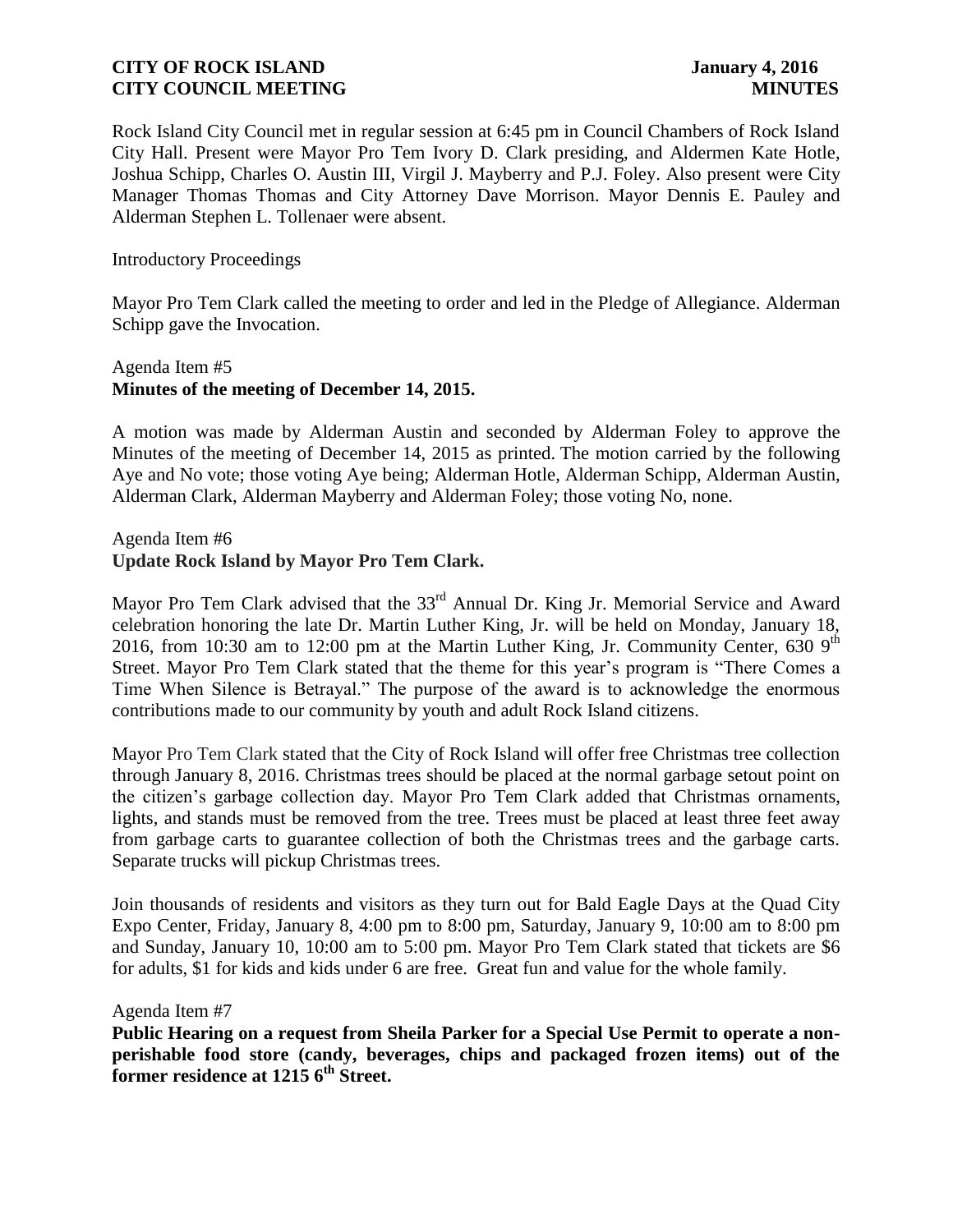Rock Island City Council met in regular session at 6:45 pm in Council Chambers of Rock Island City Hall. Present were Mayor Pro Tem Ivory D. Clark presiding, and Aldermen Kate Hotle, Joshua Schipp, Charles O. Austin III, Virgil J. Mayberry and P.J. Foley. Also present were City Manager Thomas Thomas and City Attorney Dave Morrison. Mayor Dennis E. Pauley and Alderman Stephen L. Tollenaer were absent.

Introductory Proceedings

Mayor Pro Tem Clark called the meeting to order and led in the Pledge of Allegiance. Alderman Schipp gave the Invocation.

Agenda Item #5
**Minutes of the meeting of December 14, 2015.**

A motion was made by Alderman Austin and seconded by Alderman Foley to approve the Minutes of the meeting of December 14, 2015 as printed. The motion carried by the following Aye and No vote; those voting Aye being; Alderman Hotle, Alderman Schipp, Alderman Austin, Alderman Clark, Alderman Mayberry and Alderman Foley; those voting No, none.

Agenda Item #6
**Update Rock Island by Mayor Pro Tem Clark.**

Mayor Pro Tem Clark advised that the 33rd Annual Dr. King Jr. Memorial Service and Award celebration honoring the late Dr. Martin Luther King, Jr. will be held on Monday, January 18, 2016, from 10:30 am to 12:00 pm at the Martin Luther King, Jr. Community Center, 630 9th Street. Mayor Pro Tem Clark stated that the theme for this year's program is "There Comes a Time When Silence is Betrayal." The purpose of the award is to acknowledge the enormous contributions made to our community by youth and adult Rock Island citizens.

Mayor Pro Tem Clark stated that the City of Rock Island will offer free Christmas tree collection through January 8, 2016. Christmas trees should be placed at the normal garbage setout point on the citizen's garbage collection day. Mayor Pro Tem Clark added that Christmas ornaments, lights, and stands must be removed from the tree. Trees must be placed at least three feet away from garbage carts to guarantee collection of both the Christmas trees and the garbage carts. Separate trucks will pickup Christmas trees.

Join thousands of residents and visitors as they turn out for Bald Eagle Days at the Quad City Expo Center, Friday, January 8, 4:00 pm to 8:00 pm, Saturday, January 9, 10:00 am to 8:00 pm and Sunday, January 10, 10:00 am to 5:00 pm. Mayor Pro Tem Clark stated that tickets are $6 for adults, $1 for kids and kids under 6 are free. Great fun and value for the whole family.

Agenda Item #7
**Public Hearing on a request from Sheila Parker for a Special Use Permit to operate a non-perishable food store (candy, beverages, chips and packaged frozen items) out of the former residence at 1215 6th Street.**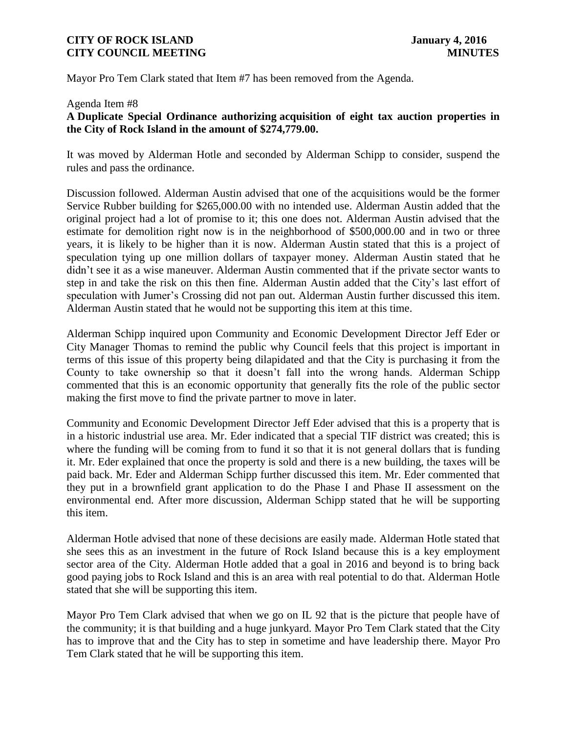Mayor Pro Tem Clark stated that Item #7 has been removed from the Agenda.

Agenda Item #8

**A Duplicate Special Ordinance authorizing acquisition of eight tax auction properties in the City of Rock Island in the amount of $274,779.00.**

It was moved by Alderman Hotle and seconded by Alderman Schipp to consider, suspend the rules and pass the ordinance.

Discussion followed. Alderman Austin advised that one of the acquisitions would be the former Service Rubber building for $265,000.00 with no intended use. Alderman Austin added that the original project had a lot of promise to it; this one does not. Alderman Austin advised that the estimate for demolition right now is in the neighborhood of $500,000.00 and in two or three years, it is likely to be higher than it is now. Alderman Austin stated that this is a project of speculation tying up one million dollars of taxpayer money. Alderman Austin stated that he didn't see it as a wise maneuver. Alderman Austin commented that if the private sector wants to step in and take the risk on this then fine. Alderman Austin added that the City's last effort of speculation with Jumer's Crossing did not pan out. Alderman Austin further discussed this item. Alderman Austin stated that he would not be supporting this item at this time.

Alderman Schipp inquired upon Community and Economic Development Director Jeff Eder or City Manager Thomas to remind the public why Council feels that this project is important in terms of this issue of this property being dilapidated and that the City is purchasing it from the County to take ownership so that it doesn't fall into the wrong hands. Alderman Schipp commented that this is an economic opportunity that generally fits the role of the public sector making the first move to find the private partner to move in later.

Community and Economic Development Director Jeff Eder advised that this is a property that is in a historic industrial use area. Mr. Eder indicated that a special TIF district was created; this is where the funding will be coming from to fund it so that it is not general dollars that is funding it. Mr. Eder explained that once the property is sold and there is a new building, the taxes will be paid back. Mr. Eder and Alderman Schipp further discussed this item. Mr. Eder commented that they put in a brownfield grant application to do the Phase I and Phase II assessment on the environmental end. After more discussion, Alderman Schipp stated that he will be supporting this item.

Alderman Hotle advised that none of these decisions are easily made. Alderman Hotle stated that she sees this as an investment in the future of Rock Island because this is a key employment sector area of the City. Alderman Hotle added that a goal in 2016 and beyond is to bring back good paying jobs to Rock Island and this is an area with real potential to do that. Alderman Hotle stated that she will be supporting this item.

Mayor Pro Tem Clark advised that when we go on IL 92 that is the picture that people have of the community; it is that building and a huge junkyard. Mayor Pro Tem Clark stated that the City has to improve that and the City has to step in sometime and have leadership there. Mayor Pro Tem Clark stated that he will be supporting this item.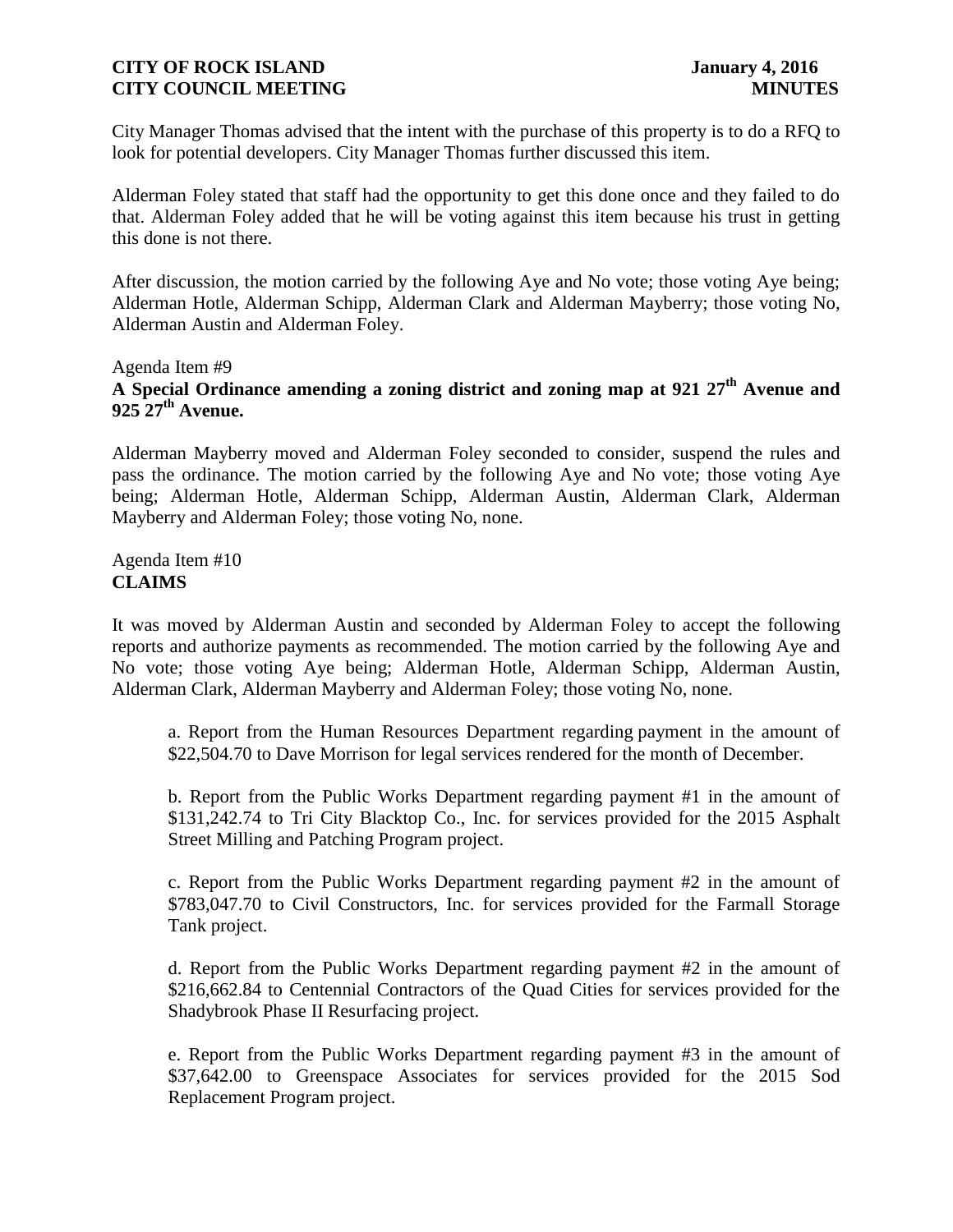City Manager Thomas advised that the intent with the purchase of this property is to do a RFQ to look for potential developers. City Manager Thomas further discussed this item.

Alderman Foley stated that staff had the opportunity to get this done once and they failed to do that. Alderman Foley added that he will be voting against this item because his trust in getting this done is not there.

After discussion, the motion carried by the following Aye and No vote; those voting Aye being; Alderman Hotle, Alderman Schipp, Alderman Clark and Alderman Mayberry; those voting No, Alderman Austin and Alderman Foley.

Agenda Item #9

**A Special Ordinance amending a zoning district and zoning map at 921 27th Avenue and 925 27th Avenue.**

Alderman Mayberry moved and Alderman Foley seconded to consider, suspend the rules and pass the ordinance. The motion carried by the following Aye and No vote; those voting Aye being; Alderman Hotle, Alderman Schipp, Alderman Austin, Alderman Clark, Alderman Mayberry and Alderman Foley; those voting No, none.

Agenda Item #10

**CLAIMS**

It was moved by Alderman Austin and seconded by Alderman Foley to accept the following reports and authorize payments as recommended. The motion carried by the following Aye and No vote; those voting Aye being; Alderman Hotle, Alderman Schipp, Alderman Austin, Alderman Clark, Alderman Mayberry and Alderman Foley; those voting No, none.

a. Report from the Human Resources Department regarding payment in the amount of $22,504.70 to Dave Morrison for legal services rendered for the month of December.

b. Report from the Public Works Department regarding payment #1 in the amount of $131,242.74 to Tri City Blacktop Co., Inc. for services provided for the 2015 Asphalt Street Milling and Patching Program project.

c. Report from the Public Works Department regarding payment #2 in the amount of $783,047.70 to Civil Constructors, Inc. for services provided for the Farmall Storage Tank project.

d. Report from the Public Works Department regarding payment #2 in the amount of $216,662.84 to Centennial Contractors of the Quad Cities for services provided for the Shadybrook Phase II Resurfacing project.

e. Report from the Public Works Department regarding payment #3 in the amount of $37,642.00 to Greenspace Associates for services provided for the 2015 Sod Replacement Program project.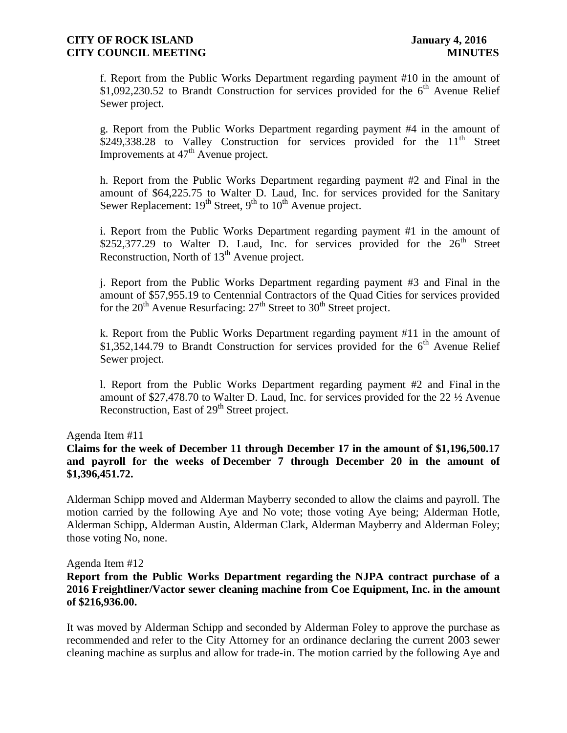f. Report from the Public Works Department regarding payment #10 in the amount of $1,092,230.52 to Brandt Construction for services provided for the 6th Avenue Relief Sewer project.

g. Report from the Public Works Department regarding payment #4 in the amount of $249,338.28 to Valley Construction for services provided for the 11th Street Improvements at 47th Avenue project.

h. Report from the Public Works Department regarding payment #2 and Final in the amount of $64,225.75 to Walter D. Laud, Inc. for services provided for the Sanitary Sewer Replacement: 19th Street, 9th to 10th Avenue project.

i. Report from the Public Works Department regarding payment #1 in the amount of $252,377.29 to Walter D. Laud, Inc. for services provided for the 26th Street Reconstruction, North of 13th Avenue project.

j. Report from the Public Works Department regarding payment #3 and Final in the amount of $57,955.19 to Centennial Contractors of the Quad Cities for services provided for the 20th Avenue Resurfacing: 27th Street to 30th Street project.

k. Report from the Public Works Department regarding payment #11 in the amount of $1,352,144.79 to Brandt Construction for services provided for the 6th Avenue Relief Sewer project.

l. Report from the Public Works Department regarding payment #2 and Final in the amount of $27,478.70 to Walter D. Laud, Inc. for services provided for the 22 ½ Avenue Reconstruction, East of 29th Street project.

Agenda Item #11

**Claims for the week of December 11 through December 17 in the amount of $1,196,500.17 and payroll for the weeks of December 7 through December 20 in the amount of $1,396,451.72.**

Alderman Schipp moved and Alderman Mayberry seconded to allow the claims and payroll. The motion carried by the following Aye and No vote; those voting Aye being; Alderman Hotle, Alderman Schipp, Alderman Austin, Alderman Clark, Alderman Mayberry and Alderman Foley; those voting No, none.

Agenda Item #12

**Report from the Public Works Department regarding the NJPA contract purchase of a 2016 Freightliner/Vactor sewer cleaning machine from Coe Equipment, Inc. in the amount of $216,936.00.**

It was moved by Alderman Schipp and seconded by Alderman Foley to approve the purchase as recommended and refer to the City Attorney for an ordinance declaring the current 2003 sewer cleaning machine as surplus and allow for trade-in. The motion carried by the following Aye and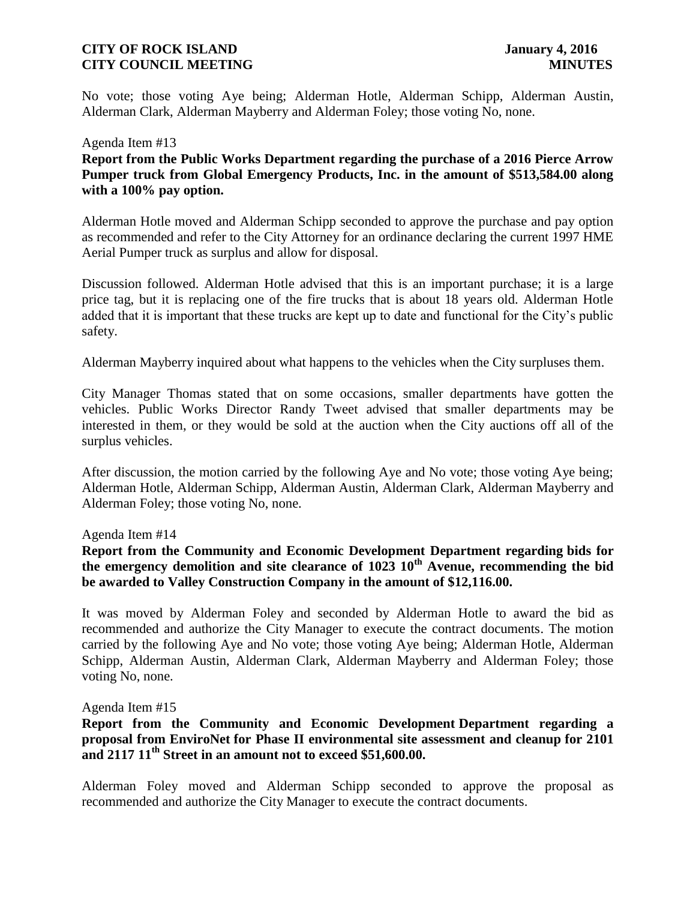No vote; those voting Aye being; Alderman Hotle, Alderman Schipp, Alderman Austin, Alderman Clark, Alderman Mayberry and Alderman Foley; those voting No, none.

Agenda Item #13

**Report from the Public Works Department regarding the purchase of a 2016 Pierce Arrow Pumper truck from Global Emergency Products, Inc. in the amount of $513,584.00 along with a 100% pay option.**

Alderman Hotle moved and Alderman Schipp seconded to approve the purchase and pay option as recommended and refer to the City Attorney for an ordinance declaring the current 1997 HME Aerial Pumper truck as surplus and allow for disposal.

Discussion followed. Alderman Hotle advised that this is an important purchase; it is a large price tag, but it is replacing one of the fire trucks that is about 18 years old. Alderman Hotle added that it is important that these trucks are kept up to date and functional for the City's public safety.

Alderman Mayberry inquired about what happens to the vehicles when the City surpluses them.

City Manager Thomas stated that on some occasions, smaller departments have gotten the vehicles. Public Works Director Randy Tweet advised that smaller departments may be interested in them, or they would be sold at the auction when the City auctions off all of the surplus vehicles.

After discussion, the motion carried by the following Aye and No vote; those voting Aye being; Alderman Hotle, Alderman Schipp, Alderman Austin, Alderman Clark, Alderman Mayberry and Alderman Foley; those voting No, none.

Agenda Item #14

**Report from the Community and Economic Development Department regarding bids for the emergency demolition and site clearance of 1023 10th Avenue, recommending the bid be awarded to Valley Construction Company in the amount of $12,116.00.**

It was moved by Alderman Foley and seconded by Alderman Hotle to award the bid as recommended and authorize the City Manager to execute the contract documents. The motion carried by the following Aye and No vote; those voting Aye being; Alderman Hotle, Alderman Schipp, Alderman Austin, Alderman Clark, Alderman Mayberry and Alderman Foley; those voting No, none.

Agenda Item #15

**Report from the Community and Economic Development Department regarding a proposal from EnviroNet for Phase II environmental site assessment and cleanup for 2101 and 2117 11th Street in an amount not to exceed $51,600.00.**

Alderman Foley moved and Alderman Schipp seconded to approve the proposal as recommended and authorize the City Manager to execute the contract documents.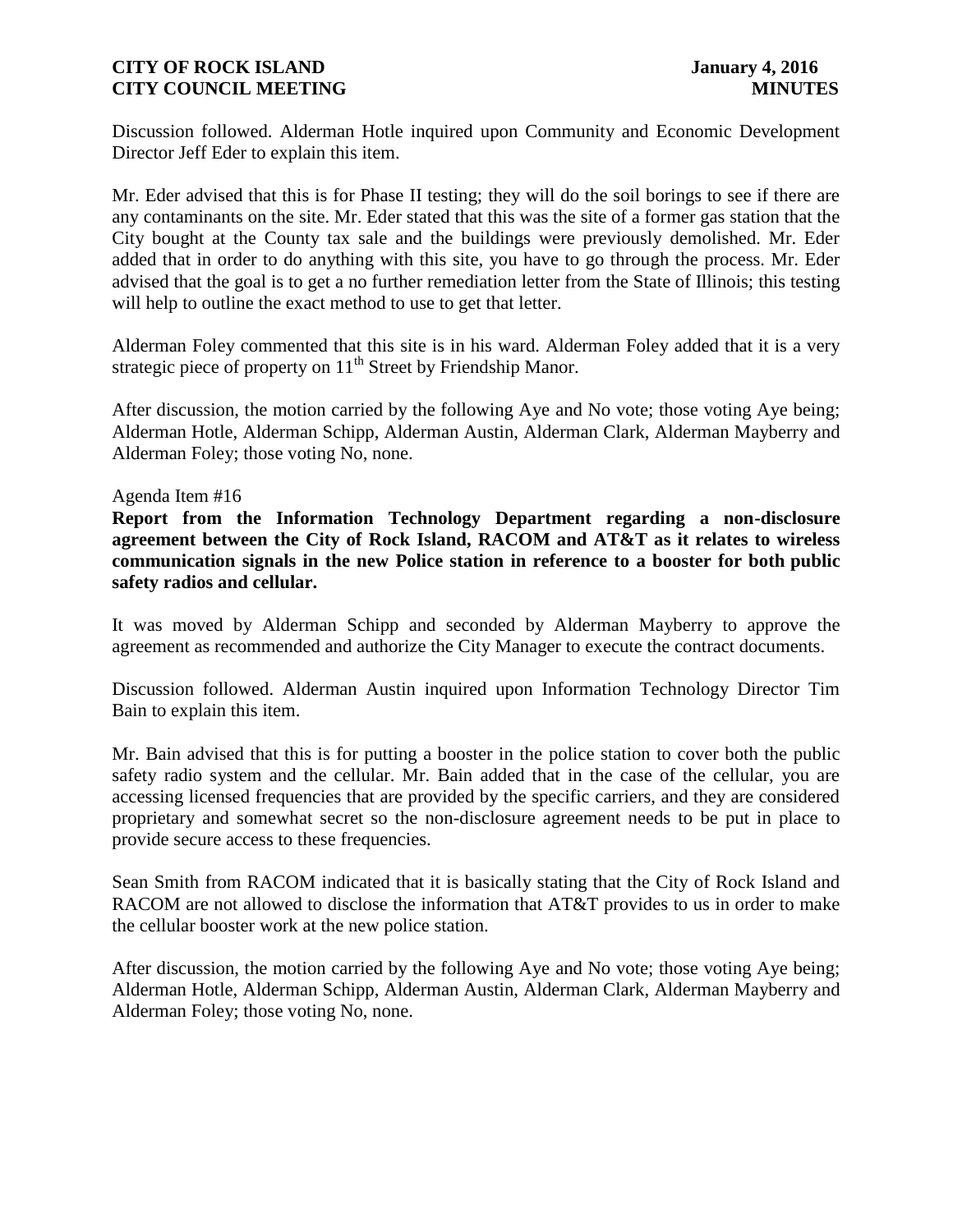Discussion followed. Alderman Hotle inquired upon Community and Economic Development Director Jeff Eder to explain this item.

Mr. Eder advised that this is for Phase II testing; they will do the soil borings to see if there are any contaminants on the site. Mr. Eder stated that this was the site of a former gas station that the City bought at the County tax sale and the buildings were previously demolished. Mr. Eder added that in order to do anything with this site, you have to go through the process. Mr. Eder advised that the goal is to get a no further remediation letter from the State of Illinois; this testing will help to outline the exact method to use to get that letter.

Alderman Foley commented that this site is in his ward. Alderman Foley added that it is a very strategic piece of property on 11th Street by Friendship Manor.

After discussion, the motion carried by the following Aye and No vote; those voting Aye being; Alderman Hotle, Alderman Schipp, Alderman Austin, Alderman Clark, Alderman Mayberry and Alderman Foley; those voting No, none.

Agenda Item #16

**Report from the Information Technology Department regarding a non-disclosure agreement between the City of Rock Island, RACOM and AT&T as it relates to wireless communication signals in the new Police station in reference to a booster for both public safety radios and cellular.**

It was moved by Alderman Schipp and seconded by Alderman Mayberry to approve the agreement as recommended and authorize the City Manager to execute the contract documents.

Discussion followed. Alderman Austin inquired upon Information Technology Director Tim Bain to explain this item.

Mr. Bain advised that this is for putting a booster in the police station to cover both the public safety radio system and the cellular. Mr. Bain added that in the case of the cellular, you are accessing licensed frequencies that are provided by the specific carriers, and they are considered proprietary and somewhat secret so the non-disclosure agreement needs to be put in place to provide secure access to these frequencies.

Sean Smith from RACOM indicated that it is basically stating that the City of Rock Island and RACOM are not allowed to disclose the information that AT&T provides to us in order to make the cellular booster work at the new police station.

After discussion, the motion carried by the following Aye and No vote; those voting Aye being; Alderman Hotle, Alderman Schipp, Alderman Austin, Alderman Clark, Alderman Mayberry and Alderman Foley; those voting No, none.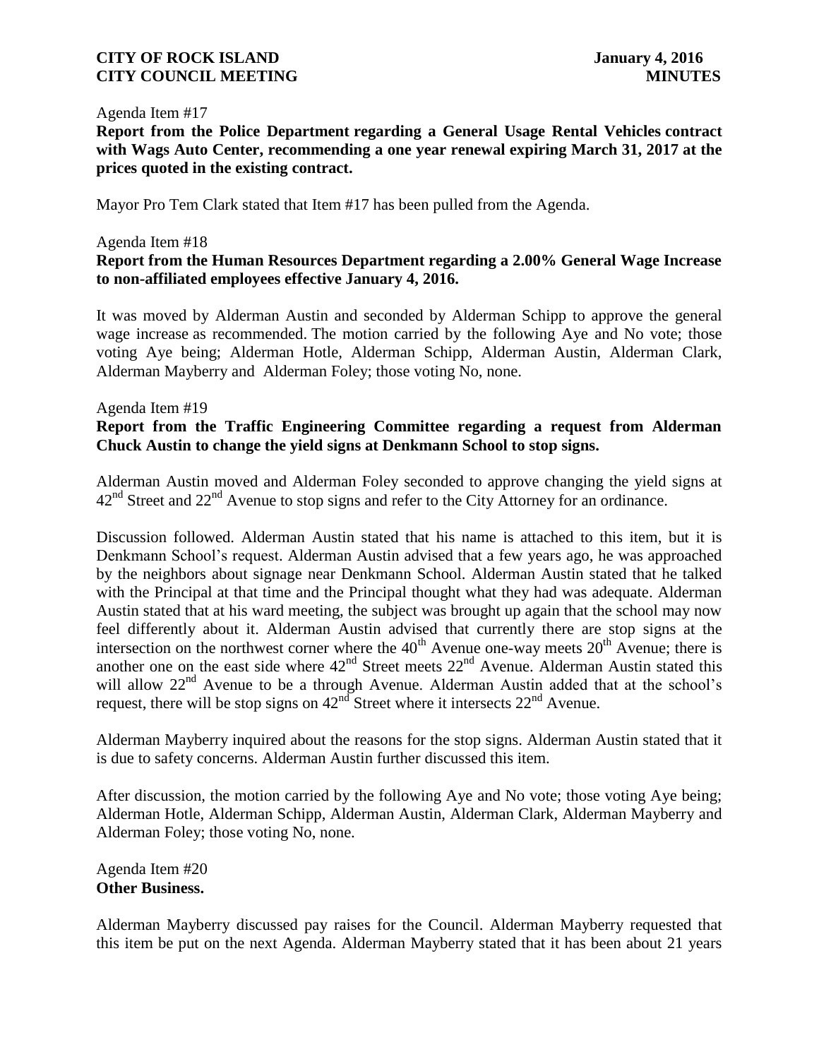Agenda Item #17

**Report from the Police Department regarding a General Usage Rental Vehicles contract with Wags Auto Center, recommending a one year renewal expiring March 31, 2017 at the prices quoted in the existing contract.**

Mayor Pro Tem Clark stated that Item #17 has been pulled from the Agenda.

Agenda Item #18

**Report from the Human Resources Department regarding a 2.00% General Wage Increase to non-affiliated employees effective January 4, 2016.**

It was moved by Alderman Austin and seconded by Alderman Schipp to approve the general wage increase as recommended. The motion carried by the following Aye and No vote; those voting Aye being; Alderman Hotle, Alderman Schipp, Alderman Austin, Alderman Clark, Alderman Mayberry and Alderman Foley; those voting No, none.

Agenda Item #19

**Report from the Traffic Engineering Committee regarding a request from Alderman Chuck Austin to change the yield signs at Denkmann School to stop signs.**

Alderman Austin moved and Alderman Foley seconded to approve changing the yield signs at 42nd Street and 22nd Avenue to stop signs and refer to the City Attorney for an ordinance.

Discussion followed. Alderman Austin stated that his name is attached to this item, but it is Denkmann School's request. Alderman Austin advised that a few years ago, he was approached by the neighbors about signage near Denkmann School. Alderman Austin stated that he talked with the Principal at that time and the Principal thought what they had was adequate. Alderman Austin stated that at his ward meeting, the subject was brought up again that the school may now feel differently about it. Alderman Austin advised that currently there are stop signs at the intersection on the northwest corner where the 40th Avenue one-way meets 20th Avenue; there is another one on the east side where 42nd Street meets 22nd Avenue. Alderman Austin stated this will allow 22nd Avenue to be a through Avenue. Alderman Austin added that at the school's request, there will be stop signs on 42nd Street where it intersects 22nd Avenue.

Alderman Mayberry inquired about the reasons for the stop signs. Alderman Austin stated that it is due to safety concerns. Alderman Austin further discussed this item.

After discussion, the motion carried by the following Aye and No vote; those voting Aye being; Alderman Hotle, Alderman Schipp, Alderman Austin, Alderman Clark, Alderman Mayberry and Alderman Foley; those voting No, none.

Agenda Item #20

**Other Business.**

Alderman Mayberry discussed pay raises for the Council. Alderman Mayberry requested that this item be put on the next Agenda. Alderman Mayberry stated that it has been about 21 years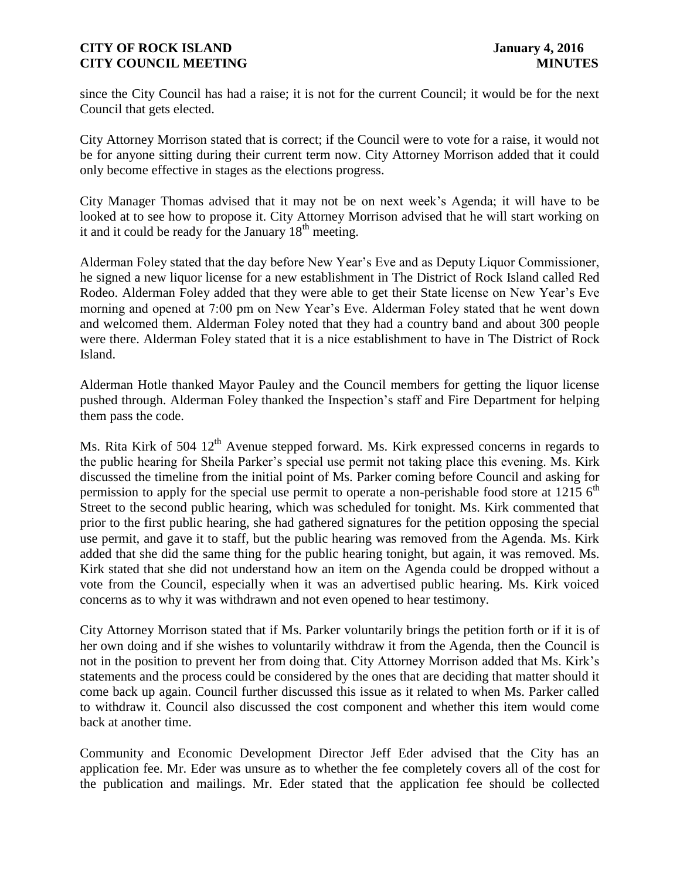since the City Council has had a raise; it is not for the current Council; it would be for the next Council that gets elected.

City Attorney Morrison stated that is correct; if the Council were to vote for a raise, it would not be for anyone sitting during their current term now. City Attorney Morrison added that it could only become effective in stages as the elections progress.

City Manager Thomas advised that it may not be on next week's Agenda; it will have to be looked at to see how to propose it. City Attorney Morrison advised that he will start working on it and it could be ready for the January 18th meeting.

Alderman Foley stated that the day before New Year's Eve and as Deputy Liquor Commissioner, he signed a new liquor license for a new establishment in The District of Rock Island called Red Rodeo. Alderman Foley added that they were able to get their State license on New Year's Eve morning and opened at 7:00 pm on New Year's Eve. Alderman Foley stated that he went down and welcomed them. Alderman Foley noted that they had a country band and about 300 people were there. Alderman Foley stated that it is a nice establishment to have in The District of Rock Island.

Alderman Hotle thanked Mayor Pauley and the Council members for getting the liquor license pushed through. Alderman Foley thanked the Inspection's staff and Fire Department for helping them pass the code.

Ms. Rita Kirk of 504 12th Avenue stepped forward. Ms. Kirk expressed concerns in regards to the public hearing for Sheila Parker's special use permit not taking place this evening. Ms. Kirk discussed the timeline from the initial point of Ms. Parker coming before Council and asking for permission to apply for the special use permit to operate a non-perishable food store at 1215 6th Street to the second public hearing, which was scheduled for tonight. Ms. Kirk commented that prior to the first public hearing, she had gathered signatures for the petition opposing the special use permit, and gave it to staff, but the public hearing was removed from the Agenda. Ms. Kirk added that she did the same thing for the public hearing tonight, but again, it was removed. Ms. Kirk stated that she did not understand how an item on the Agenda could be dropped without a vote from the Council, especially when it was an advertised public hearing. Ms. Kirk voiced concerns as to why it was withdrawn and not even opened to hear testimony.

City Attorney Morrison stated that if Ms. Parker voluntarily brings the petition forth or if it is of her own doing and if she wishes to voluntarily withdraw it from the Agenda, then the Council is not in the position to prevent her from doing that. City Attorney Morrison added that Ms. Kirk's statements and the process could be considered by the ones that are deciding that matter should it come back up again. Council further discussed this issue as it related to when Ms. Parker called to withdraw it. Council also discussed the cost component and whether this item would come back at another time.

Community and Economic Development Director Jeff Eder advised that the City has an application fee. Mr. Eder was unsure as to whether the fee completely covers all of the cost for the publication and mailings. Mr. Eder stated that the application fee should be collected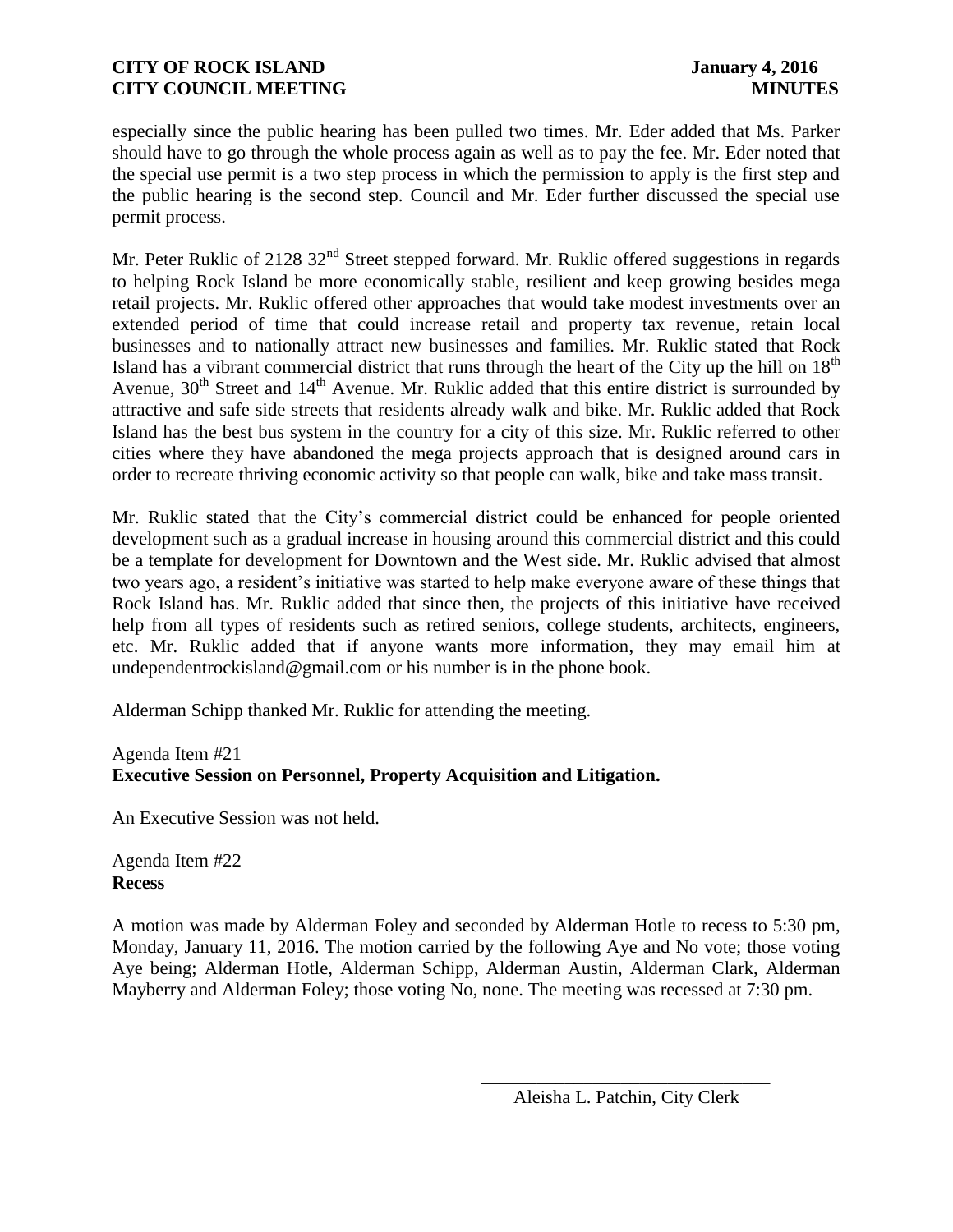especially since the public hearing has been pulled two times. Mr. Eder added that Ms. Parker should have to go through the whole process again as well as to pay the fee. Mr. Eder noted that the special use permit is a two step process in which the permission to apply is the first step and the public hearing is the second step. Council and Mr. Eder further discussed the special use permit process.

Mr. Peter Ruklic of 2128 32nd Street stepped forward. Mr. Ruklic offered suggestions in regards to helping Rock Island be more economically stable, resilient and keep growing besides mega retail projects. Mr. Ruklic offered other approaches that would take modest investments over an extended period of time that could increase retail and property tax revenue, retain local businesses and to nationally attract new businesses and families. Mr. Ruklic stated that Rock Island has a vibrant commercial district that runs through the heart of the City up the hill on 18th Avenue, 30th Street and 14th Avenue. Mr. Ruklic added that this entire district is surrounded by attractive and safe side streets that residents already walk and bike. Mr. Ruklic added that Rock Island has the best bus system in the country for a city of this size. Mr. Ruklic referred to other cities where they have abandoned the mega projects approach that is designed around cars in order to recreate thriving economic activity so that people can walk, bike and take mass transit.

Mr. Ruklic stated that the City's commercial district could be enhanced for people oriented development such as a gradual increase in housing around this commercial district and this could be a template for development for Downtown and the West side. Mr. Ruklic advised that almost two years ago, a resident's initiative was started to help make everyone aware of these things that Rock Island has. Mr. Ruklic added that since then, the projects of this initiative have received help from all types of residents such as retired seniors, college students, architects, engineers, etc. Mr. Ruklic added that if anyone wants more information, they may email him at undependentrockisland@gmail.com or his number is in the phone book.

Alderman Schipp thanked Mr. Ruklic for attending the meeting.

Agenda Item #21
**Executive Session on Personnel, Property Acquisition and Litigation.**

An Executive Session was not held.

Agenda Item #22
**Recess**

A motion was made by Alderman Foley and seconded by Alderman Hotle to recess to 5:30 pm, Monday, January 11, 2016. The motion carried by the following Aye and No vote; those voting Aye being; Alderman Hotle, Alderman Schipp, Alderman Austin, Alderman Clark, Alderman Mayberry and Alderman Foley; those voting No, none. The meeting was recessed at 7:30 pm.

\_\_\_\_\_\_\_\_\_\_\_\_\_\_\_\_\_\_\_\_\_\_\_\_\_\_\_\_\_\_\_\_

Aleisha L. Patchin, City Clerk